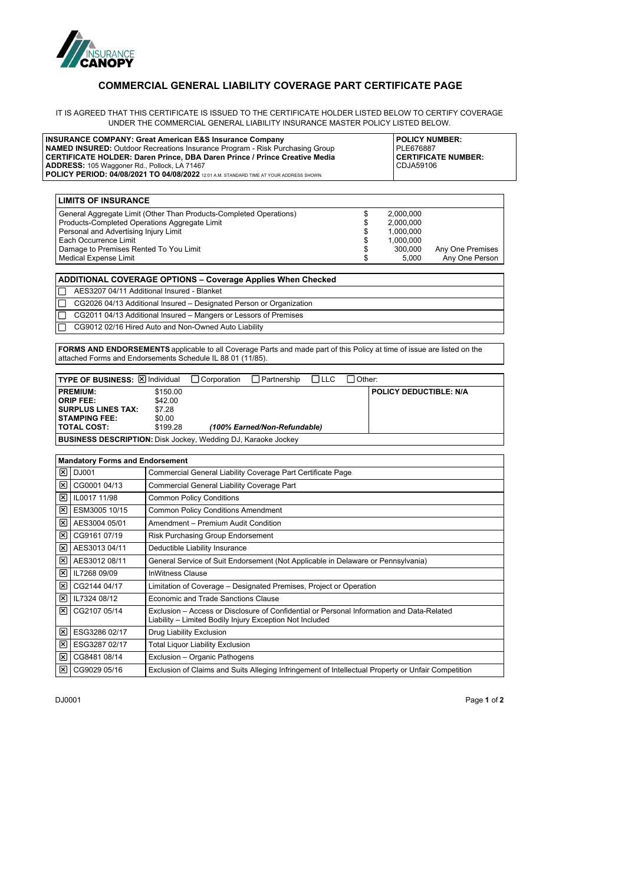# COMMERCIAL GENERAL LIABILITY COVERAGE PART CERTIFICATE PAGE

IT IS AGREED THAT THIS CERTIFICATE IS ISSUED TO THE CERTIFICATE HOLDER LISTED BELOW TO CERTIFY COVERAGE UNDER THE COMMERCIAL GENERAL LIABILITY INSURANCE MASTER POLICY LISTED BELOW.

| | |
|---|---|
| **INSURANCE COMPANY: Great American E&S Insurance Company**<br>**NAMED INSURED:** Outdoor Recreations Insurance Program - Risk Purchasing Group<br>**CERTIFICATE HOLDER: Daren Prince, DBA Daren Prince / Prince Creative Media**<br>**ADDRESS:** 105 Waggoner Rd., Pollock, LA 71467<br>**POLICY PERIOD: 04/08/2021 TO 04/08/2022** 12:01 A.M. STANDARD TIME AT YOUR ADDRESS SHOWN. | **POLICY NUMBER:**<br>PLE676887<br>**CERTIFICATE NUMBER:**<br>CDJA59106 |

| **LIMITS OF INSURANCE** | | | |
|---|---|---|---|
| General Aggregate Limit (Other Than Products-Completed Operations) | $ | 2,000,000 | |
| Products-Completed Operations Aggregate Limit | $ | 2,000,000 | |
| Personal and Advertising Injury Limit | $ | 1,000,000 | |
| Each Occurrence Limit | $ | 1,000,000 | |
| Damage to Premises Rented To You Limit | $ | 300,000 | Any One Premises |
| Medical Expense Limit | $ | 5,000 | Any One Person |

| | **ADDITIONAL COVERAGE OPTIONS – Coverage Applies When Checked** |
|---|---|
| ☐ | AES3207 04/11 Additional Insured - Blanket |
| ☐ | CG2026 04/13 Additional Insured – Designated Person or Organization |
| ☐ | CG2011 04/13 Additional Insured – Mangers or Lessors of Premises |
| ☐ | CG9012 02/16 Hired Auto and Non-Owned Auto Liability |

**FORMS AND ENDORSEMENTS** applicable to all Coverage Parts and made part of this Policy at time of issue are listed on the attached Forms and Endorsements Schedule IL 88 01 (11/85).

**TYPE OF BUSINESS:** ☒ Individual ☐ Corporation ☐ Partnership ☐ LLC ☐ Other:

| | | | |
|---|---|---|---|
| **PREMIUM:** | $150.00 | | **POLICY DEDUCTIBLE: N/A** |
| **ORIP FEE:** | $42.00 | | |
| **SURPLUS LINES TAX:** | $7.28 | | |
| **STAMPING FEE:** | $0.00 | | |
| **TOTAL COST:** | $199.28 | ***(100% Earned/Non-Refundable)*** | |

**BUSINESS DESCRIPTION:** Disk Jockey, Wedding DJ, Karaoke Jockey

| **Mandatory Forms and Endorsement** | | |
|---|---|---|
| ☒ | DJ001 | Commercial General Liability Coverage Part Certificate Page |
| ☒ | CG0001 04/13 | Commercial General Liability Coverage Part |
| ☒ | IL0017 11/98 | Common Policy Conditions |
| ☒ | ESM3005 10/15 | Common Policy Conditions Amendment |
| ☒ | AES3004 05/01 | Amendment – Premium Audit Condition |
| ☒ | CG9161 07/19 | Risk Purchasing Group Endorsement |
| ☒ | AES3013 04/11 | Deductible Liability Insurance |
| ☒ | AES3012 08/11 | General Service of Suit Endorsement (Not Applicable in Delaware or Pennsylvania) |
| ☒ | IL7268 09/09 | InWitness Clause |
| ☒ | CG2144 04/17 | Limitation of Coverage – Designated Premises, Project or Operation |
| ☒ | IL7324 08/12 | Economic and Trade Sanctions Clause |
| ☒ | CG2107 05/14 | Exclusion – Access or Disclosure of Confidential or Personal Information and Data-Related Liability – Limited Bodily Injury Exception Not Included |
| ☒ | ESG3286 02/17 | Drug Liability Exclusion |
| ☒ | ESG3287 02/17 | Total Liquor Liability Exclusion |
| ☒ | CG8481 08/14 | Exclusion – Organic Pathogens |
| ☒ | CG9029 05/16 | Exclusion of Claims and Suits Alleging Infringement of Intellectual Property or Unfair Competition |

DJ0001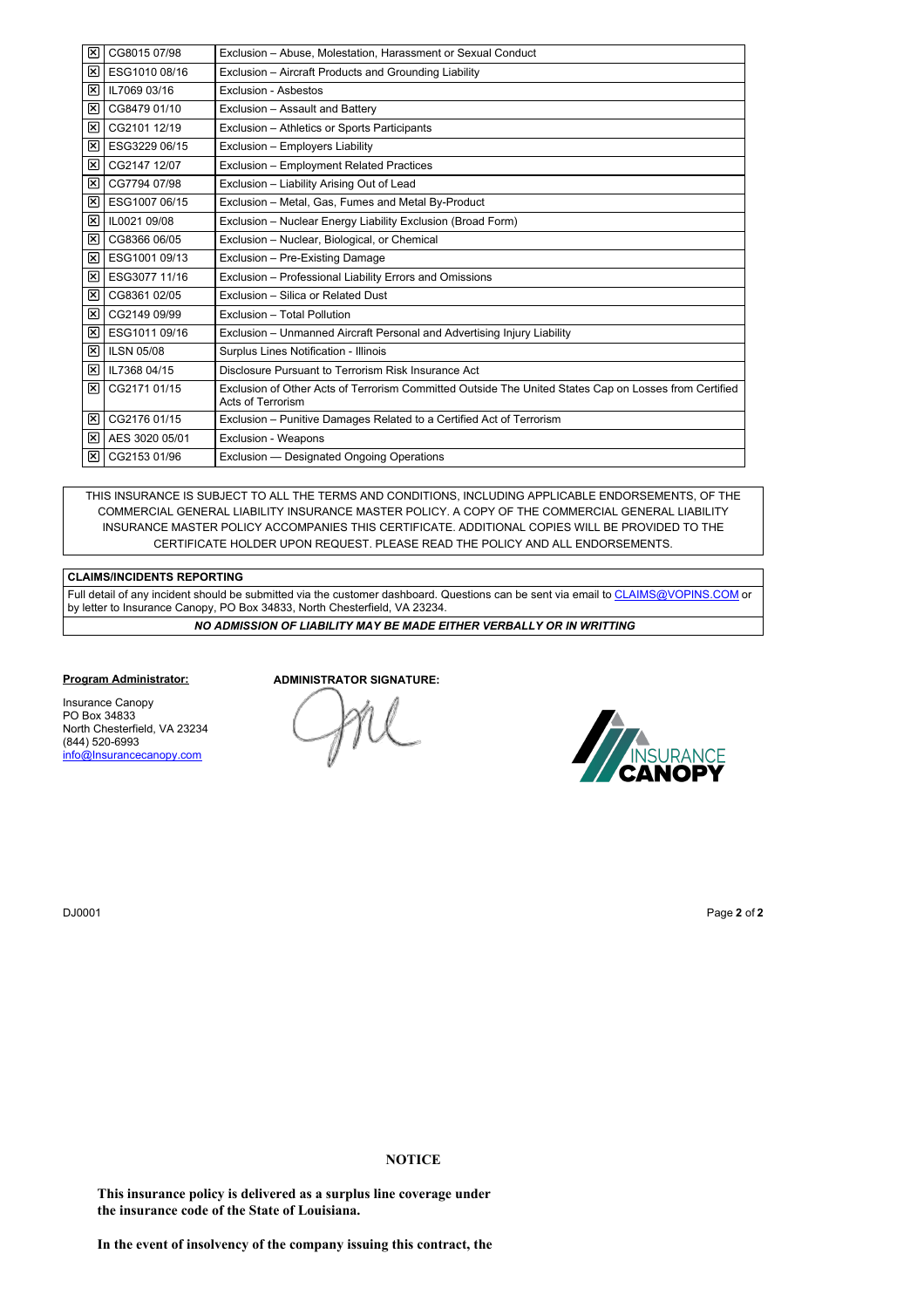| | | |
|---|---|---|
| ☒ | CG8015 07/98 | Exclusion – Abuse, Molestation, Harassment or Sexual Conduct |
| ☒ | ESG1010 08/16 | Exclusion – Aircraft Products and Grounding Liability |
| ☒ | IL7069 03/16 | Exclusion - Asbestos |
| ☒ | CG8479 01/10 | Exclusion – Assault and Battery |
| ☒ | CG2101 12/19 | Exclusion – Athletics or Sports Participants |
| ☒ | ESG3229 06/15 | Exclusion – Employers Liability |
| ☒ | CG2147 12/07 | Exclusion – Employment Related Practices |
| ☒ | CG7794 07/98 | Exclusion – Liability Arising Out of Lead |
| ☒ | ESG1007 06/15 | Exclusion – Metal, Gas, Fumes and Metal By-Product |
| ☒ | IL0021 09/08 | Exclusion – Nuclear Energy Liability Exclusion (Broad Form) |
| ☒ | CG8366 06/05 | Exclusion – Nuclear, Biological, or Chemical |
| ☒ | ESG1001 09/13 | Exclusion – Pre-Existing Damage |
| ☒ | ESG3077 11/16 | Exclusion – Professional Liability Errors and Omissions |
| ☒ | CG8361 02/05 | Exclusion – Silica or Related Dust |
| ☒ | CG2149 09/99 | Exclusion – Total Pollution |
| ☒ | ESG1011 09/16 | Exclusion – Unmanned Aircraft Personal and Advertising Injury Liability |
| ☒ | ILSN 05/08 | Surplus Lines Notification - Illinois |
| ☒ | IL7368 04/15 | Disclosure Pursuant to Terrorism Risk Insurance Act |
| ☒ | CG2171 01/15 | Exclusion of Other Acts of Terrorism Committed Outside The United States Cap on Losses from Certified Acts of Terrorism |
| ☒ | CG2176 01/15 | Exclusion – Punitive Damages Related to a Certified Act of Terrorism |
| ☒ | AES 3020 05/01 | Exclusion - Weapons |
| ☒ | CG2153 01/96 | Exclusion — Designated Ongoing Operations |

THIS INSURANCE IS SUBJECT TO ALL THE TERMS AND CONDITIONS, INCLUDING APPLICABLE ENDORSEMENTS, OF THE COMMERCIAL GENERAL LIABILITY INSURANCE MASTER POLICY. A COPY OF THE COMMERCIAL GENERAL LIABILITY INSURANCE MASTER POLICY ACCOMPANIES THIS CERTIFICATE. ADDITIONAL COPIES WILL BE PROVIDED TO THE CERTIFICATE HOLDER UPON REQUEST. PLEASE READ THE POLICY AND ALL ENDORSEMENTS.

**CLAIMS/INCIDENTS REPORTING**

Full detail of any incident should be submitted via the customer dashboard. Questions can be sent via email to CLAIMS@VOPINS.COM or by letter to Insurance Canopy, PO Box 34833, North Chesterfield, VA 23234.

***NO ADMISSION OF LIABILITY MAY BE MADE EITHER VERBALLY OR IN WRITTING***

**Program Administrator:**

Insurance Canopy
PO Box 34833
North Chesterfield, VA 23234
(844) 520-6993
info@Insurancecanopy.com

**ADMINISTRATOR SIGNATURE:**

INSURANCE CANOPY

DJ0001

**NOTICE**

**This insurance policy is delivered as a surplus line coverage under the insurance code of the State of Louisiana.**

**In the event of insolvency of the company issuing this contract, the**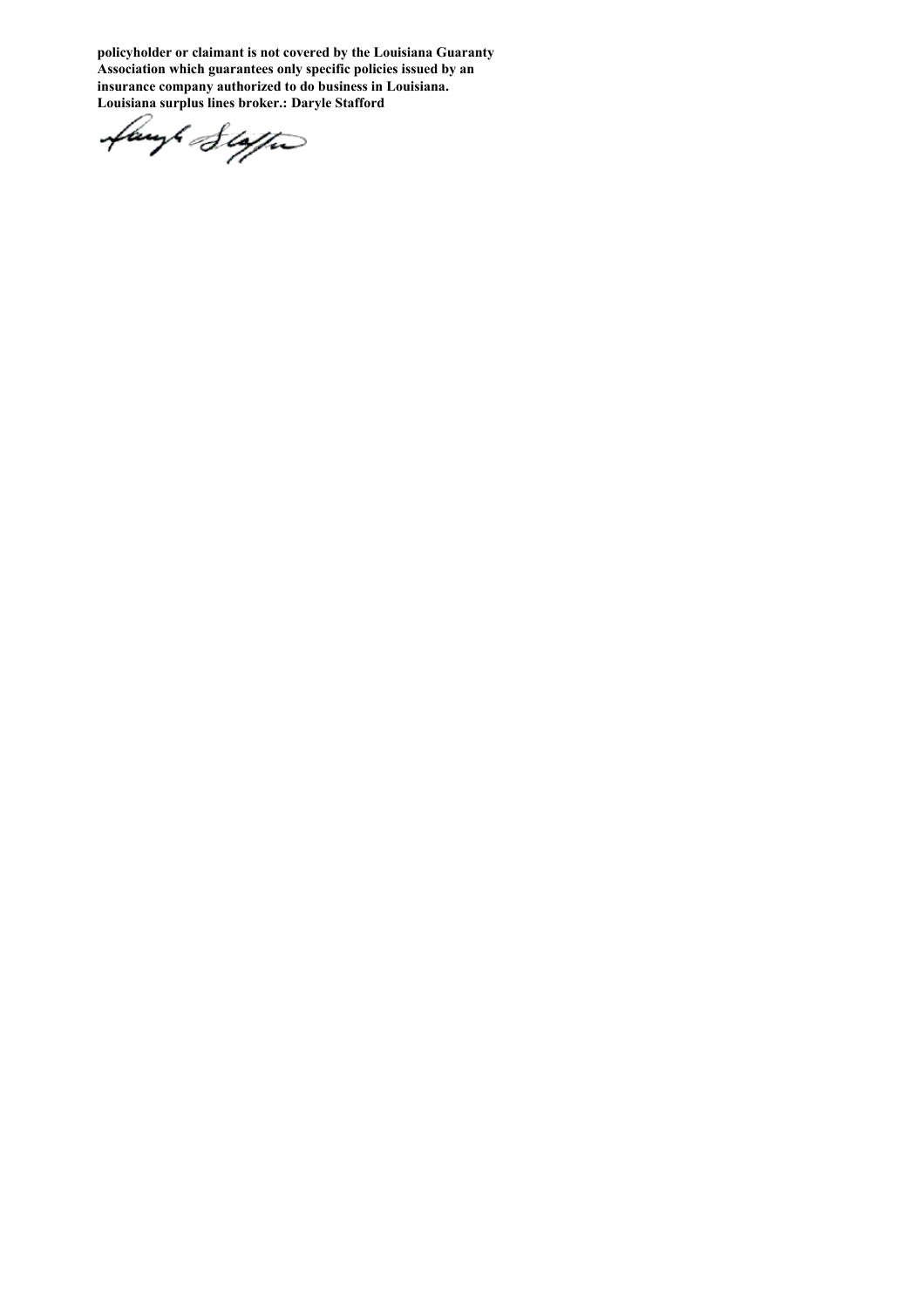**policyholder or claimant is not covered by the Louisiana Guaranty Association which guarantees only specific policies issued by an insurance company authorized to do business in Louisiana. Louisiana surplus lines broker.: Daryle Stafford**